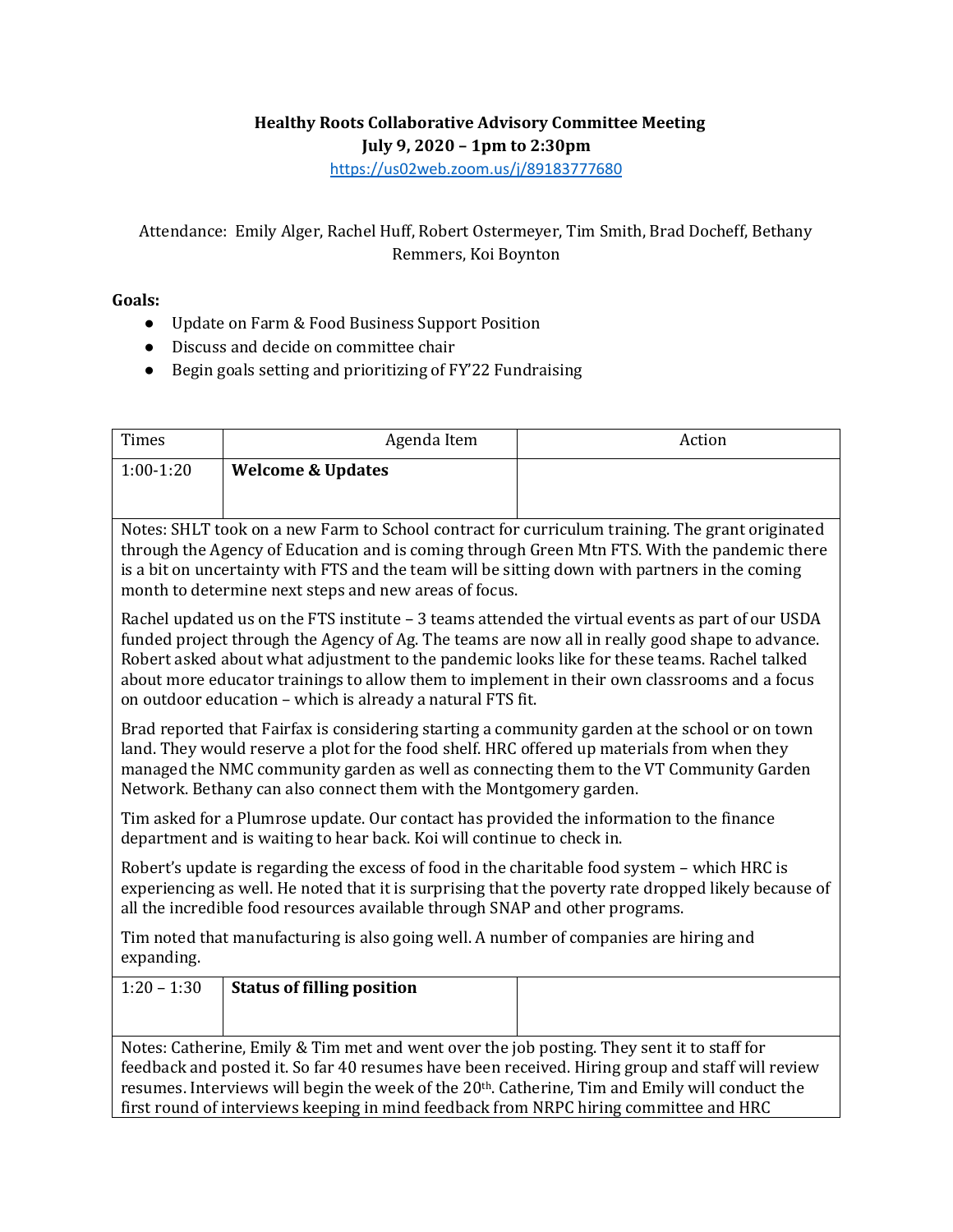**Healthy Roots Collaborative Advisory Committee Meeting**
**July 9, 2020 – 1pm to 2:30pm**
https://us02web.zoom.us/j/89183777680

Attendance: Emily Alger, Rachel Huff, Robert Ostermeyer, Tim Smith, Brad Docheff, Bethany Remmers, Koi Boynton

**Goals:**

- Update on Farm & Food Business Support Position
- Discuss and decide on committee chair
- Begin goals setting and prioritizing of FY'22 Fundraising

| Times | Agenda Item | Action |
|---|---|---|
| 1:00-1:20 | **Welcome & Updates** | |
| Notes: SHLT took on a new Farm to School contract for curriculum training. The grant originated through the Agency of Education and is coming through Green Mtn FTS. With the pandemic there is a bit on uncertainty with FTS and the team will be sitting down with partners in the coming month to determine next steps and new areas of focus.<br><br>Rachel updated us on the FTS institute – 3 teams attended the virtual events as part of our USDA funded project through the Agency of Ag. The teams are now all in really good shape to advance. Robert asked about what adjustment to the pandemic looks like for these teams. Rachel talked about more educator trainings to allow them to implement in their own classrooms and a focus on outdoor education – which is already a natural FTS fit.<br><br>Brad reported that Fairfax is considering starting a community garden at the school or on town land. They would reserve a plot for the food shelf. HRC offered up materials from when they managed the NMC community garden as well as connecting them to the VT Community Garden Network. Bethany can also connect them with the Montgomery garden.<br><br>Tim asked for a Plumrose update. Our contact has provided the information to the finance department and is waiting to hear back. Koi will continue to check in.<br><br>Robert's update is regarding the excess of food in the charitable food system – which HRC is experiencing as well. He noted that it is surprising that the poverty rate dropped likely because of all the incredible food resources available through SNAP and other programs.<br><br>Tim noted that manufacturing is also going well. A number of companies are hiring and expanding. | | |
| 1:20 – 1:30 | **Status of filling position** | |
| Notes: Catherine, Emily & Tim met and went over the job posting. They sent it to staff for feedback and posted it. So far 40 resumes have been received. Hiring group and staff will review resumes. Interviews will begin the week of the 20th. Catherine, Tim and Emily will conduct the first round of interviews keeping in mind feedback from NRPC hiring committee and HRC | | |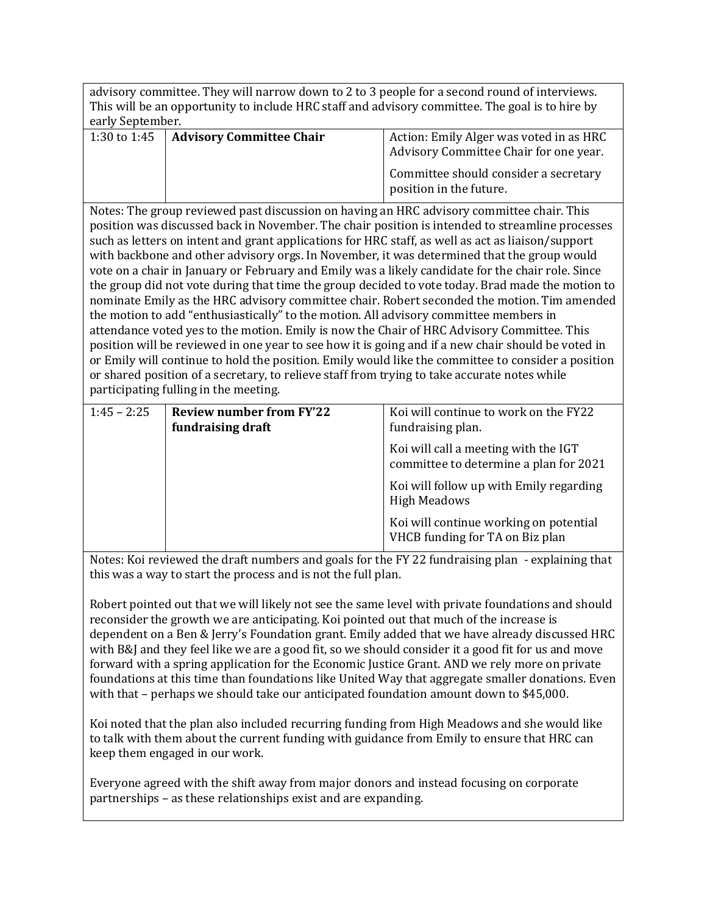| | | |
|---|---|---|
| advisory committee. They will narrow down to 2 to 3 people for a second round of interviews. This will be an opportunity to include HRC staff and advisory committee. The goal is to hire by early September. | | |
| 1:30 to 1:45 | **Advisory Committee Chair** | Action: Emily Alger was voted in as HRC Advisory Committee Chair for one year.<br><br>Committee should consider a secretary position in the future. |
| Notes: The group reviewed past discussion on having an HRC advisory committee chair. This position was discussed back in November. The chair position is intended to streamline processes such as letters on intent and grant applications for HRC staff, as well as act as liaison/support with backbone and other advisory orgs. In November, it was determined that the group would vote on a chair in January or February and Emily was a likely candidate for the chair role. Since the group did not vote during that time the group decided to vote today. Brad made the motion to nominate Emily as the HRC advisory committee chair. Robert seconded the motion. Tim amended the motion to add "enthusiastically" to the motion. All advisory committee members in attendance voted yes to the motion. Emily is now the Chair of HRC Advisory Committee. This position will be reviewed in one year to see how it is going and if a new chair should be voted in or Emily will continue to hold the position. Emily would like the committee to consider a position or shared position of a secretary, to relieve staff from trying to take accurate notes while participating fulling in the meeting. | | |
| 1:45 – 2:25 | **Review number from FY'22 fundraising draft** | Koi will continue to work on the FY22 fundraising plan.<br><br>Koi will call a meeting with the IGT committee to determine a plan for 2021<br><br>Koi will follow up with Emily regarding High Meadows<br><br>Koi will continue working on potential VHCB funding for TA on Biz plan |
| Notes: Koi reviewed the draft numbers and goals for the FY 22 fundraising plan - explaining that this was a way to start the process and is not the full plan.<br><br>Robert pointed out that we will likely not see the same level with private foundations and should reconsider the growth we are anticipating. Koi pointed out that much of the increase is dependent on a Ben & Jerry's Foundation grant. Emily added that we have already discussed HRC with B&J and they feel like we are a good fit, so we should consider it a good fit for us and move forward with a spring application for the Economic Justice Grant. AND we rely more on private foundations at this time than foundations like United Way that aggregate smaller donations. Even with that – perhaps we should take our anticipated foundation amount down to $45,000.<br><br>Koi noted that the plan also included recurring funding from High Meadows and she would like to talk with them about the current funding with guidance from Emily to ensure that HRC can keep them engaged in our work.<br><br>Everyone agreed with the shift away from major donors and instead focusing on corporate partnerships – as these relationships exist and are expanding. | | |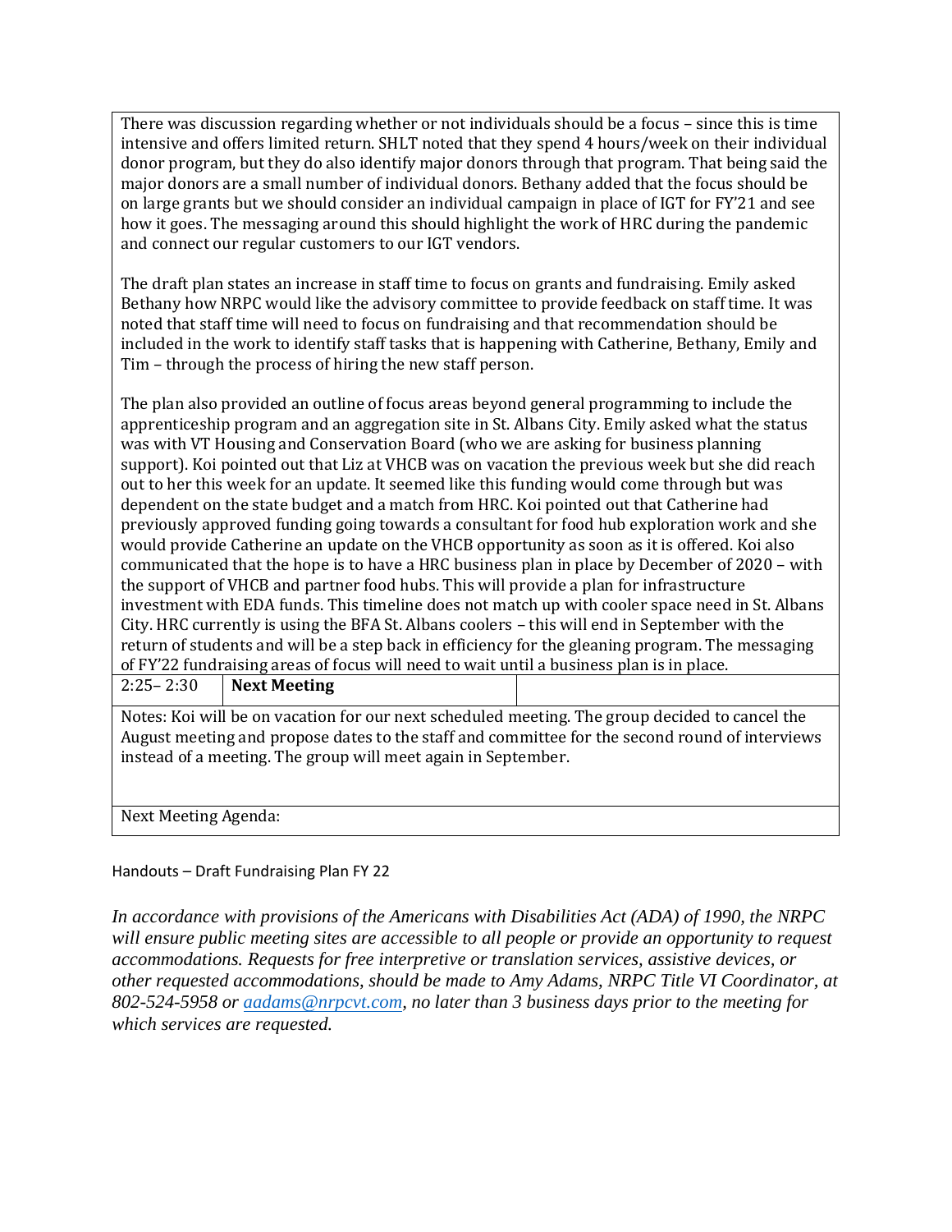| | | |
|---|---|---|
| There was discussion regarding whether or not individuals should be a focus – since this is time intensive and offers limited return. SHLT noted that they spend 4 hours/week on their individual donor program, but they do also identify major donors through that program. That being said the major donors are a small number of individual donors. Bethany added that the focus should be on large grants but we should consider an individual campaign in place of IGT for FY'21 and see how it goes. The messaging around this should highlight the work of HRC during the pandemic and connect our regular customers to our IGT vendors.<br><br>The draft plan states an increase in staff time to focus on grants and fundraising. Emily asked Bethany how NRPC would like the advisory committee to provide feedback on staff time. It was noted that staff time will need to focus on fundraising and that recommendation should be included in the work to identify staff tasks that is happening with Catherine, Bethany, Emily and Tim – through the process of hiring the new staff person.<br><br>The plan also provided an outline of focus areas beyond general programming to include the apprenticeship program and an aggregation site in St. Albans City. Emily asked what the status was with VT Housing and Conservation Board (who we are asking for business planning support). Koi pointed out that Liz at VHCB was on vacation the previous week but she did reach out to her this week for an update. It seemed like this funding would come through but was dependent on the state budget and a match from HRC. Koi pointed out that Catherine had previously approved funding going towards a consultant for food hub exploration work and she would provide Catherine an update on the VHCB opportunity as soon as it is offered. Koi also communicated that the hope is to have a HRC business plan in place by December of 2020 – with the support of VHCB and partner food hubs. This will provide a plan for infrastructure investment with EDA funds. This timeline does not match up with cooler space need in St. Albans City. HRC currently is using the BFA St. Albans coolers – this will end in September with the return of students and will be a step back in efficiency for the gleaning program. The messaging of FY'22 fundraising areas of focus will need to wait until a business plan is in place. | | |
| 2:25– 2:30 | **Next Meeting** | |
| Notes: Koi will be on vacation for our next scheduled meeting. The group decided to cancel the August meeting and propose dates to the staff and committee for the second round of interviews instead of a meeting. The group will meet again in September. | | |
| Next Meeting Agenda: | | |

Handouts – Draft Fundraising Plan FY 22

*In accordance with provisions of the Americans with Disabilities Act (ADA) of 1990, the NRPC will ensure public meeting sites are accessible to all people or provide an opportunity to request accommodations. Requests for free interpretive or translation services, assistive devices, or other requested accommodations, should be made to Amy Adams, NRPC Title VI Coordinator, at 802-524-5958 or [aadams@nrpcvt.com](mailto:aadams@nrpcvt.com), no later than 3 business days prior to the meeting for which services are requested.*